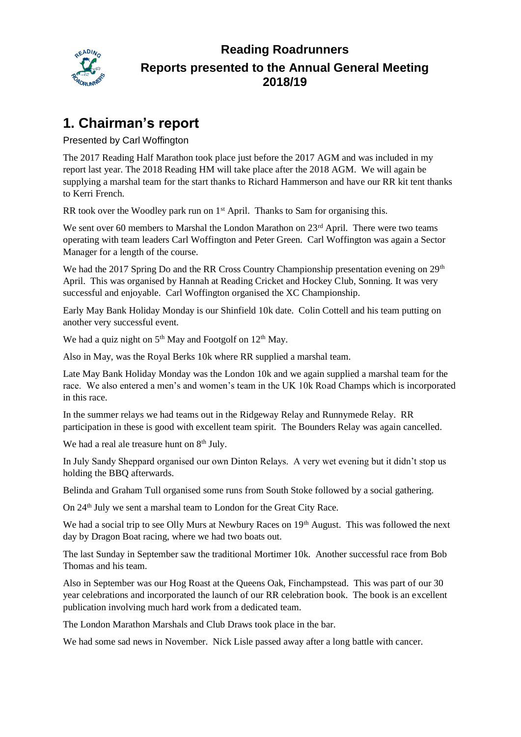# Reading Roadrunners

## Reports presented to the Annual General Meeting 2018/19

## 1. Chairman's report

Presented by Carl Woffington

The 2017 Reading Half Marathon took place just before the 2017 AGM and was included in my report last year. The 2018 Reading HM will take place after the 2018 AGM. We will again be supplying a marshal team for the start thanks to Richard Hammerson and have our RR kit tent thanks to Kerri French.

RR took over the Woodley park run on 1st April. Thanks to Sam for organising this.

We sent over 60 members to Marshal the London Marathon on 23rd April. There were two teams operating with team leaders Carl Woffington and Peter Green. Carl Woffington was again a Sector Manager for a length of the course.

We had the 2017 Spring Do and the RR Cross Country Championship presentation evening on 29th April. This was organised by Hannah at Reading Cricket and Hockey Club, Sonning. It was very successful and enjoyable. Carl Woffington organised the XC Championship.

Early May Bank Holiday Monday is our Shinfield 10k date. Colin Cottell and his team putting on another very successful event.

We had a quiz night on 5th May and Footgolf on 12th May.

Also in May, was the Royal Berks 10k where RR supplied a marshal team.

Late May Bank Holiday Monday was the London 10k and we again supplied a marshal team for the race. We also entered a men's and women's team in the UK 10k Road Champs which is incorporated in this race.

In the summer relays we had teams out in the Ridgeway Relay and Runnymede Relay. RR participation in these is good with excellent team spirit. The Bounders Relay was again cancelled.

We had a real ale treasure hunt on 8th July.

In July Sandy Sheppard organised our own Dinton Relays. A very wet evening but it didn't stop us holding the BBQ afterwards.

Belinda and Graham Tull organised some runs from South Stoke followed by a social gathering.

On 24th July we sent a marshal team to London for the Great City Race.

We had a social trip to see Olly Murs at Newbury Races on 19th August. This was followed the next day by Dragon Boat racing, where we had two boats out.

The last Sunday in September saw the traditional Mortimer 10k. Another successful race from Bob Thomas and his team.

Also in September was our Hog Roast at the Queens Oak, Finchampstead. This was part of our 30 year celebrations and incorporated the launch of our RR celebration book. The book is an excellent publication involving much hard work from a dedicated team.

The London Marathon Marshals and Club Draws took place in the bar.

We had some sad news in November. Nick Lisle passed away after a long battle with cancer.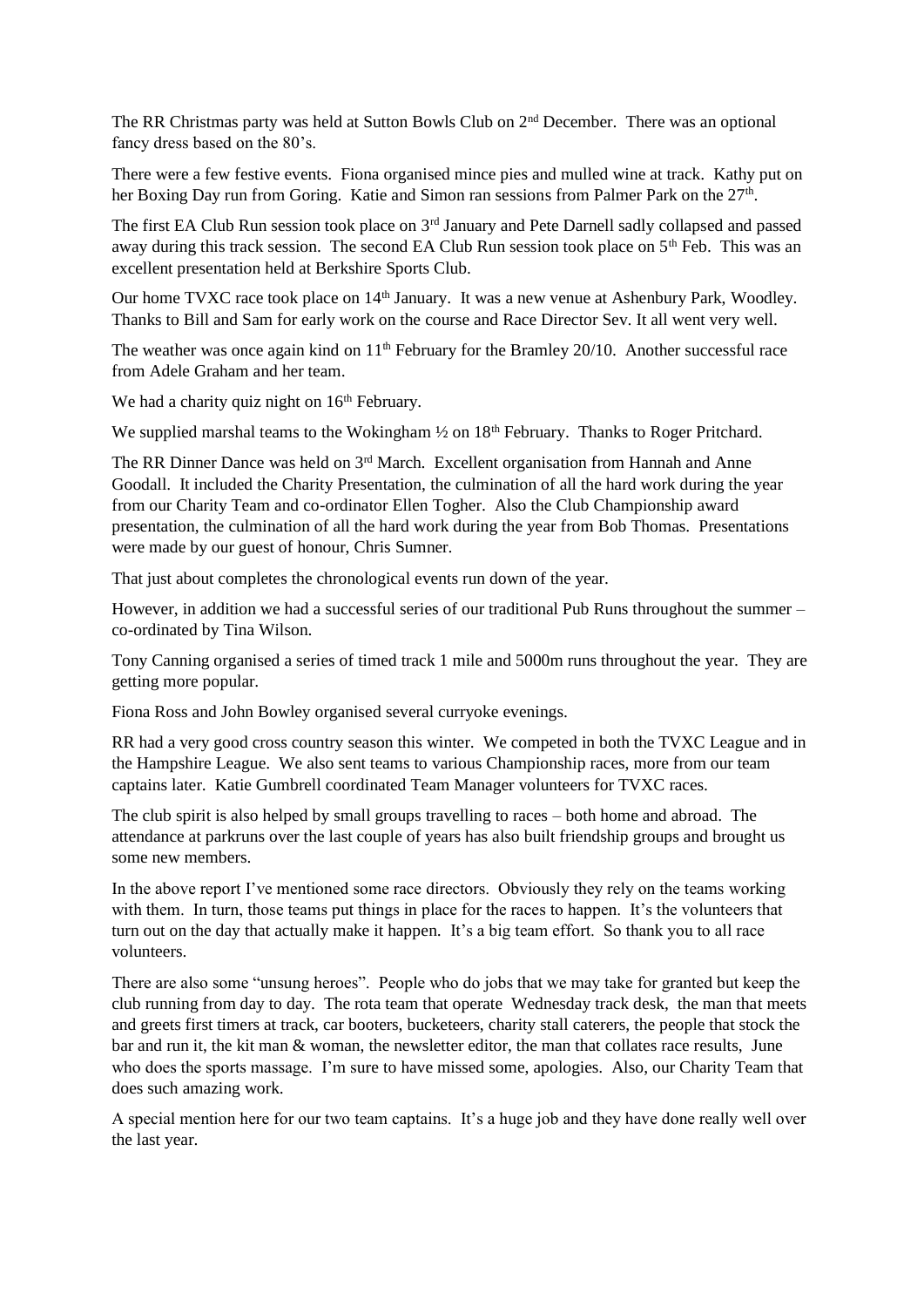The RR Christmas party was held at Sutton Bowls Club on 2nd December. There was an optional fancy dress based on the 80's.

There were a few festive events. Fiona organised mince pies and mulled wine at track. Kathy put on her Boxing Day run from Goring. Katie and Simon ran sessions from Palmer Park on the 27th.

The first EA Club Run session took place on 3rd January and Pete Darnell sadly collapsed and passed away during this track session. The second EA Club Run session took place on 5th Feb. This was an excellent presentation held at Berkshire Sports Club.

Our home TVXC race took place on 14th January. It was a new venue at Ashenbury Park, Woodley. Thanks to Bill and Sam for early work on the course and Race Director Sev. It all went very well.

The weather was once again kind on 11th February for the Bramley 20/10. Another successful race from Adele Graham and her team.

We had a charity quiz night on 16th February.

We supplied marshal teams to the Wokingham ½ on 18th February. Thanks to Roger Pritchard.

The RR Dinner Dance was held on 3rd March. Excellent organisation from Hannah and Anne Goodall. It included the Charity Presentation, the culmination of all the hard work during the year from our Charity Team and co-ordinator Ellen Togher. Also the Club Championship award presentation, the culmination of all the hard work during the year from Bob Thomas. Presentations were made by our guest of honour, Chris Sumner.

That just about completes the chronological events run down of the year.

However, in addition we had a successful series of our traditional Pub Runs throughout the summer – co-ordinated by Tina Wilson.

Tony Canning organised a series of timed track 1 mile and 5000m runs throughout the year. They are getting more popular.

Fiona Ross and John Bowley organised several curryoke evenings.

RR had a very good cross country season this winter. We competed in both the TVXC League and in the Hampshire League. We also sent teams to various Championship races, more from our team captains later. Katie Gumbrell coordinated Team Manager volunteers for TVXC races.

The club spirit is also helped by small groups travelling to races – both home and abroad. The attendance at parkruns over the last couple of years has also built friendship groups and brought us some new members.

In the above report I've mentioned some race directors. Obviously they rely on the teams working with them. In turn, those teams put things in place for the races to happen. It's the volunteers that turn out on the day that actually make it happen. It's a big team effort. So thank you to all race volunteers.

There are also some "unsung heroes". People who do jobs that we may take for granted but keep the club running from day to day. The rota team that operate Wednesday track desk, the man that meets and greets first timers at track, car booters, bucketeers, charity stall caterers, the people that stock the bar and run it, the kit man & woman, the newsletter editor, the man that collates race results, June who does the sports massage. I'm sure to have missed some, apologies. Also, our Charity Team that does such amazing work.

A special mention here for our two team captains. It's a huge job and they have done really well over the last year.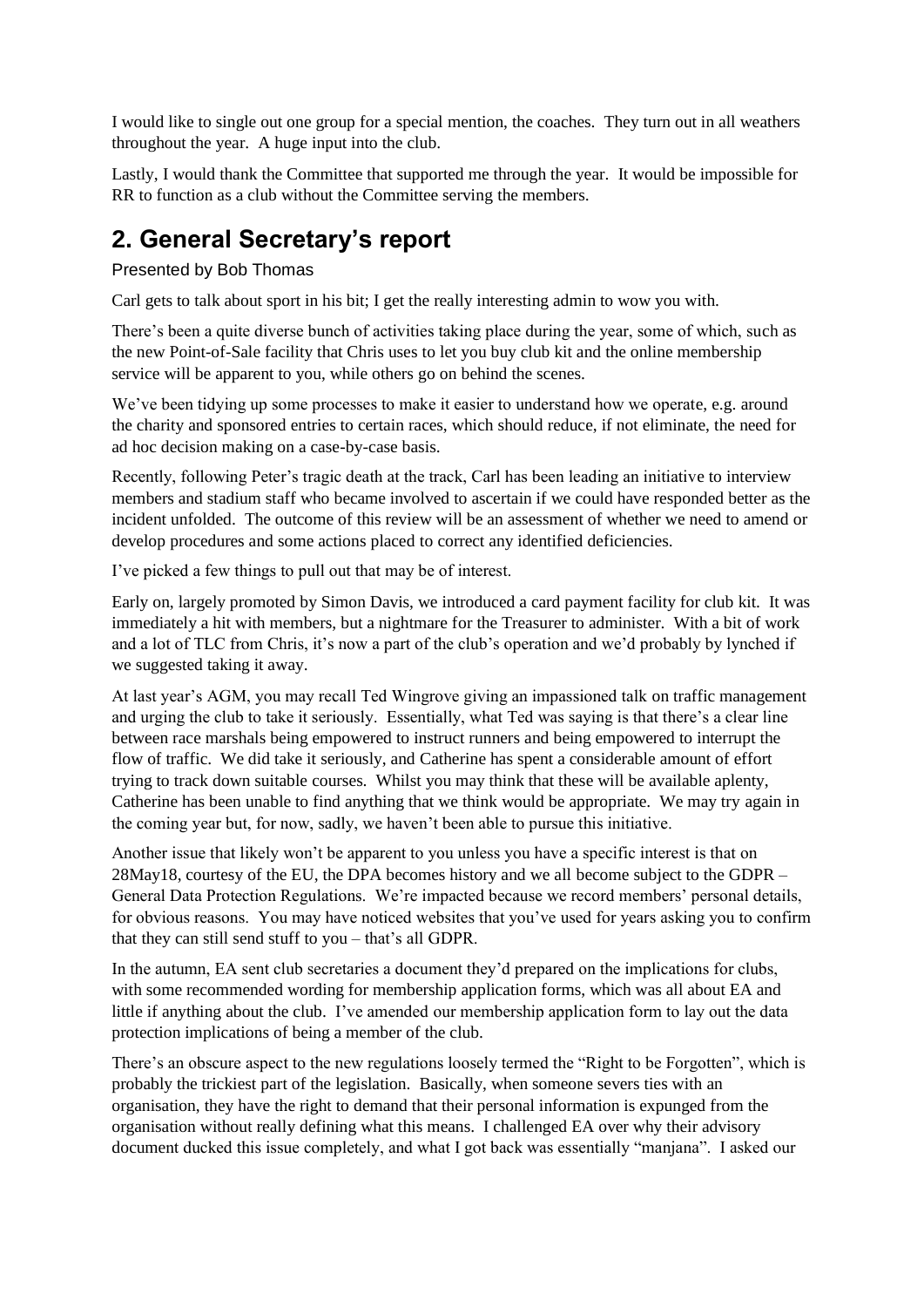I would like to single out one group for a special mention, the coaches. They turn out in all weathers throughout the year. A huge input into the club.

Lastly, I would thank the Committee that supported me through the year. It would be impossible for RR to function as a club without the Committee serving the members.

## 2. General Secretary's report

Presented by Bob Thomas

Carl gets to talk about sport in his bit; I get the really interesting admin to wow you with.

There's been a quite diverse bunch of activities taking place during the year, some of which, such as the new Point-of-Sale facility that Chris uses to let you buy club kit and the online membership service will be apparent to you, while others go on behind the scenes.

We've been tidying up some processes to make it easier to understand how we operate, e.g. around the charity and sponsored entries to certain races, which should reduce, if not eliminate, the need for ad hoc decision making on a case-by-case basis.

Recently, following Peter's tragic death at the track, Carl has been leading an initiative to interview members and stadium staff who became involved to ascertain if we could have responded better as the incident unfolded. The outcome of this review will be an assessment of whether we need to amend or develop procedures and some actions placed to correct any identified deficiencies.

I've picked a few things to pull out that may be of interest.

Early on, largely promoted by Simon Davis, we introduced a card payment facility for club kit. It was immediately a hit with members, but a nightmare for the Treasurer to administer. With a bit of work and a lot of TLC from Chris, it's now a part of the club's operation and we'd probably by lynched if we suggested taking it away.

At last year's AGM, you may recall Ted Wingrove giving an impassioned talk on traffic management and urging the club to take it seriously. Essentially, what Ted was saying is that there's a clear line between race marshals being empowered to instruct runners and being empowered to interrupt the flow of traffic. We did take it seriously, and Catherine has spent a considerable amount of effort trying to track down suitable courses. Whilst you may think that these will be available aplenty, Catherine has been unable to find anything that we think would be appropriate. We may try again in the coming year but, for now, sadly, we haven't been able to pursue this initiative.

Another issue that likely won't be apparent to you unless you have a specific interest is that on 28May18, courtesy of the EU, the DPA becomes history and we all become subject to the GDPR – General Data Protection Regulations. We're impacted because we record members' personal details, for obvious reasons. You may have noticed websites that you've used for years asking you to confirm that they can still send stuff to you – that's all GDPR.

In the autumn, EA sent club secretaries a document they'd prepared on the implications for clubs, with some recommended wording for membership application forms, which was all about EA and little if anything about the club. I've amended our membership application form to lay out the data protection implications of being a member of the club.

There's an obscure aspect to the new regulations loosely termed the "Right to be Forgotten", which is probably the trickiest part of the legislation. Basically, when someone severs ties with an organisation, they have the right to demand that their personal information is expunged from the organisation without really defining what this means. I challenged EA over why their advisory document ducked this issue completely, and what I got back was essentially "manjana". I asked our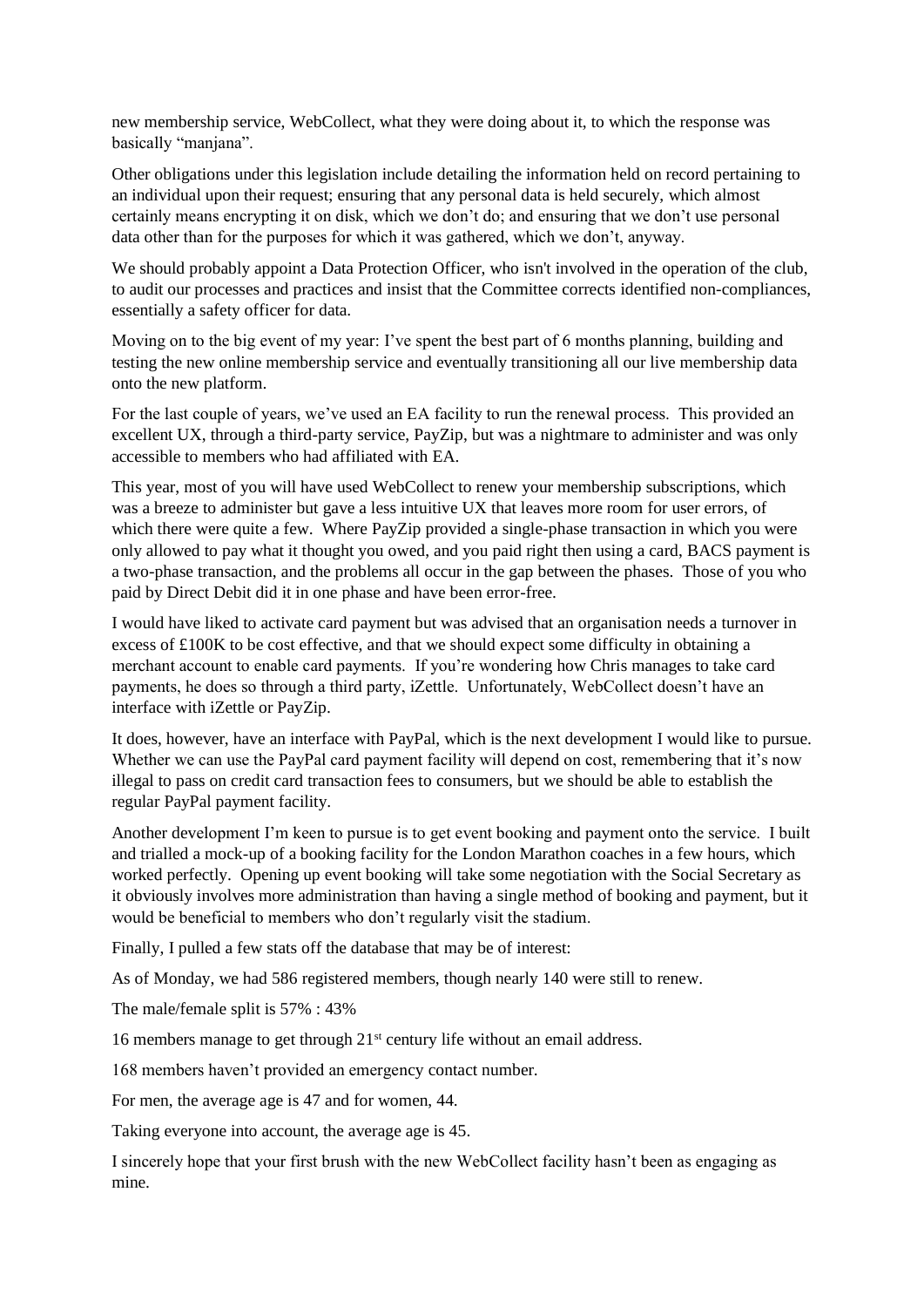new membership service, WebCollect, what they were doing about it, to which the response was basically "manjana".

Other obligations under this legislation include detailing the information held on record pertaining to an individual upon their request; ensuring that any personal data is held securely, which almost certainly means encrypting it on disk, which we don't do; and ensuring that we don't use personal data other than for the purposes for which it was gathered, which we don't, anyway.

We should probably appoint a Data Protection Officer, who isn't involved in the operation of the club, to audit our processes and practices and insist that the Committee corrects identified non-compliances, essentially a safety officer for data.

Moving on to the big event of my year: I've spent the best part of 6 months planning, building and testing the new online membership service and eventually transitioning all our live membership data onto the new platform.

For the last couple of years, we've used an EA facility to run the renewal process. This provided an excellent UX, through a third-party service, PayZip, but was a nightmare to administer and was only accessible to members who had affiliated with EA.

This year, most of you will have used WebCollect to renew your membership subscriptions, which was a breeze to administer but gave a less intuitive UX that leaves more room for user errors, of which there were quite a few. Where PayZip provided a single-phase transaction in which you were only allowed to pay what it thought you owed, and you paid right then using a card, BACS payment is a two-phase transaction, and the problems all occur in the gap between the phases. Those of you who paid by Direct Debit did it in one phase and have been error-free.

I would have liked to activate card payment but was advised that an organisation needs a turnover in excess of £100K to be cost effective, and that we should expect some difficulty in obtaining a merchant account to enable card payments. If you're wondering how Chris manages to take card payments, he does so through a third party, iZettle. Unfortunately, WebCollect doesn't have an interface with iZettle or PayZip.

It does, however, have an interface with PayPal, which is the next development I would like to pursue. Whether we can use the PayPal card payment facility will depend on cost, remembering that it's now illegal to pass on credit card transaction fees to consumers, but we should be able to establish the regular PayPal payment facility.

Another development I'm keen to pursue is to get event booking and payment onto the service. I built and trialled a mock-up of a booking facility for the London Marathon coaches in a few hours, which worked perfectly. Opening up event booking will take some negotiation with the Social Secretary as it obviously involves more administration than having a single method of booking and payment, but it would be beneficial to members who don't regularly visit the stadium.

Finally, I pulled a few stats off the database that may be of interest:

As of Monday, we had 586 registered members, though nearly 140 were still to renew.

The male/female split is 57% : 43%

16 members manage to get through 21st century life without an email address.

168 members haven't provided an emergency contact number.

For men, the average age is 47 and for women, 44.

Taking everyone into account, the average age is 45.

I sincerely hope that your first brush with the new WebCollect facility hasn't been as engaging as mine.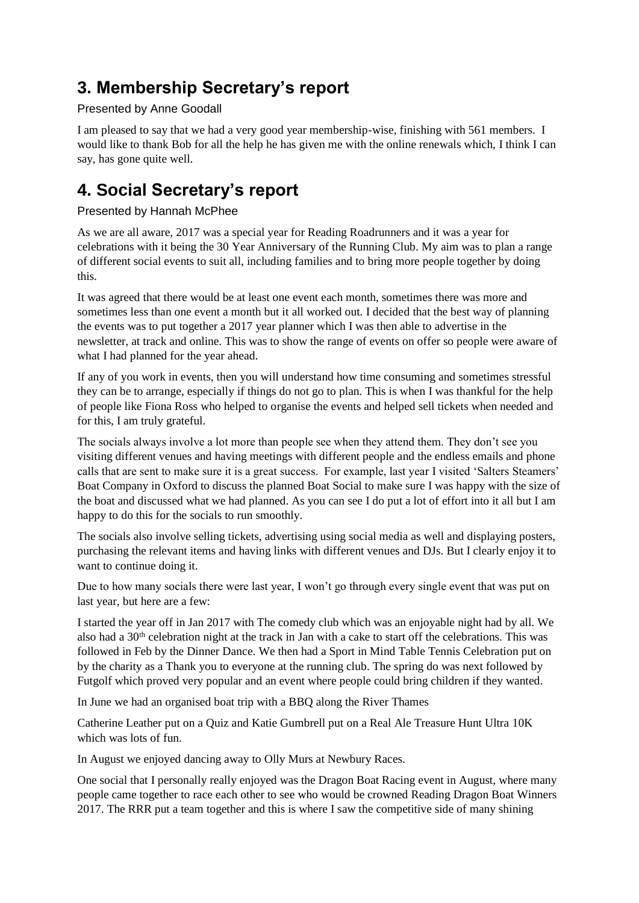## 3. Membership Secretary's report

Presented by Anne Goodall

I am pleased to say that we had a very good year membership-wise, finishing with 561 members. I would like to thank Bob for all the help he has given me with the online renewals which, I think I can say, has gone quite well.

## 4. Social Secretary's report

Presented by Hannah McPhee

As we are all aware, 2017 was a special year for Reading Roadrunners and it was a year for celebrations with it being the 30 Year Anniversary of the Running Club. My aim was to plan a range of different social events to suit all, including families and to bring more people together by doing this.

It was agreed that there would be at least one event each month, sometimes there was more and sometimes less than one event a month but it all worked out. I decided that the best way of planning the events was to put together a 2017 year planner which I was then able to advertise in the newsletter, at track and online. This was to show the range of events on offer so people were aware of what I had planned for the year ahead.

If any of you work in events, then you will understand how time consuming and sometimes stressful they can be to arrange, especially if things do not go to plan. This is when I was thankful for the help of people like Fiona Ross who helped to organise the events and helped sell tickets when needed and for this, I am truly grateful.

The socials always involve a lot more than people see when they attend them. They don't see you visiting different venues and having meetings with different people and the endless emails and phone calls that are sent to make sure it is a great success. For example, last year I visited 'Salters Steamers' Boat Company in Oxford to discuss the planned Boat Social to make sure I was happy with the size of the boat and discussed what we had planned. As you can see I do put a lot of effort into it all but I am happy to do this for the socials to run smoothly.

The socials also involve selling tickets, advertising using social media as well and displaying posters, purchasing the relevant items and having links with different venues and DJs. But I clearly enjoy it to want to continue doing it.

Due to how many socials there were last year, I won't go through every single event that was put on last year, but here are a few:

I started the year off in Jan 2017 with The comedy club which was an enjoyable night had by all. We also had a 30th celebration night at the track in Jan with a cake to start off the celebrations. This was followed in Feb by the Dinner Dance. We then had a Sport in Mind Table Tennis Celebration put on by the charity as a Thank you to everyone at the running club. The spring do was next followed by Futgolf which proved very popular and an event where people could bring children if they wanted.

In June we had an organised boat trip with a BBQ along the River Thames

Catherine Leather put on a Quiz and Katie Gumbrell put on a Real Ale Treasure Hunt Ultra 10K which was lots of fun.

In August we enjoyed dancing away to Olly Murs at Newbury Races.

One social that I personally really enjoyed was the Dragon Boat Racing event in August, where many people came together to race each other to see who would be crowned Reading Dragon Boat Winners 2017. The RRR put a team together and this is where I saw the competitive side of many shining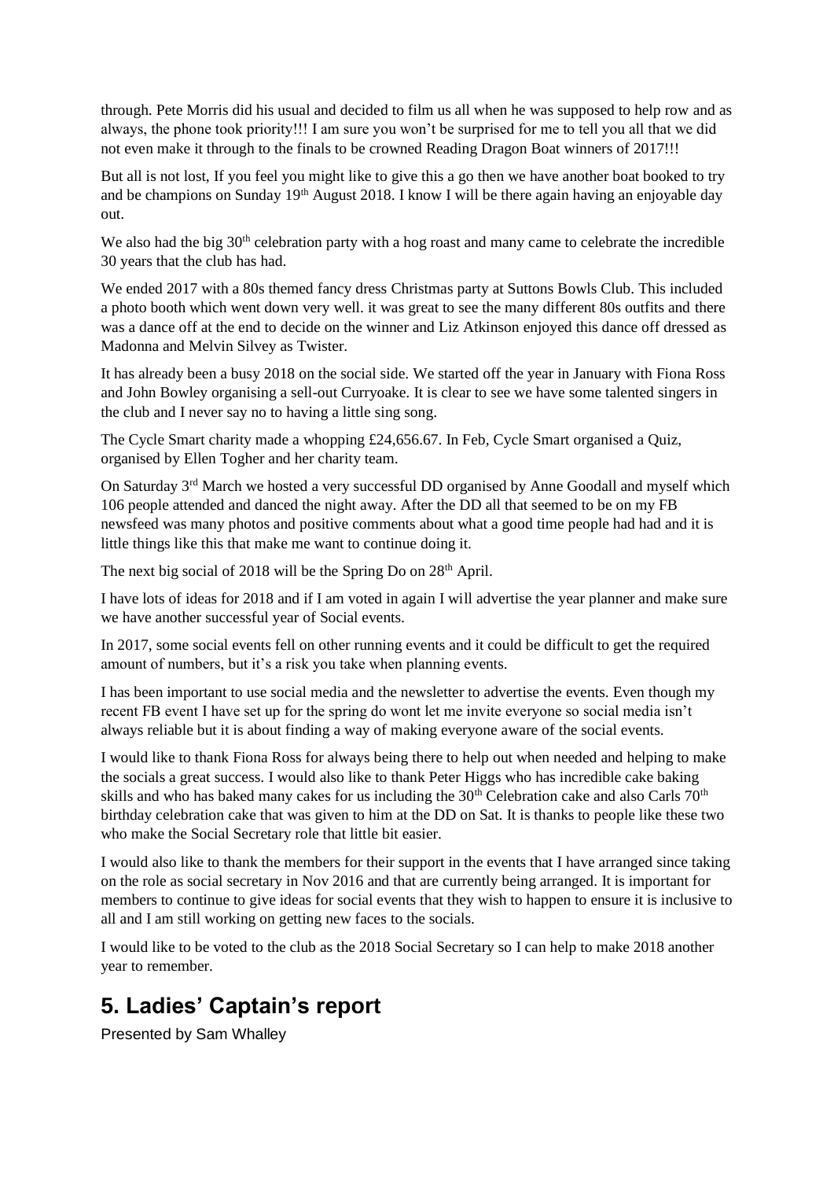through. Pete Morris did his usual and decided to film us all when he was supposed to help row and as always, the phone took priority!!! I am sure you won't be surprised for me to tell you all that we did not even make it through to the finals to be crowned Reading Dragon Boat winners of 2017!!!

But all is not lost, If you feel you might like to give this a go then we have another boat booked to try and be champions on Sunday 19th August 2018. I know I will be there again having an enjoyable day out.

We also had the big 30th celebration party with a hog roast and many came to celebrate the incredible 30 years that the club has had.

We ended 2017 with a 80s themed fancy dress Christmas party at Suttons Bowls Club. This included a photo booth which went down very well. it was great to see the many different 80s outfits and there was a dance off at the end to decide on the winner and Liz Atkinson enjoyed this dance off dressed as Madonna and Melvin Silvey as Twister.

It has already been a busy 2018 on the social side. We started off the year in January with Fiona Ross and John Bowley organising a sell-out Curryoake. It is clear to see we have some talented singers in the club and I never say no to having a little sing song.

The Cycle Smart charity made a whopping £24,656.67. In Feb, Cycle Smart organised a Quiz, organised by Ellen Togher and her charity team.

On Saturday 3rd March we hosted a very successful DD organised by Anne Goodall and myself which 106 people attended and danced the night away. After the DD all that seemed to be on my FB newsfeed was many photos and positive comments about what a good time people had had and it is little things like this that make me want to continue doing it.

The next big social of 2018 will be the Spring Do on 28th April.

I have lots of ideas for 2018 and if I am voted in again I will advertise the year planner and make sure we have another successful year of Social events.

In 2017, some social events fell on other running events and it could be difficult to get the required amount of numbers, but it's a risk you take when planning events.

I has been important to use social media and the newsletter to advertise the events. Even though my recent FB event I have set up for the spring do wont let me invite everyone so social media isn't always reliable but it is about finding a way of making everyone aware of the social events.

I would like to thank Fiona Ross for always being there to help out when needed and helping to make the socials a great success. I would also like to thank Peter Higgs who has incredible cake baking skills and who has baked many cakes for us including the 30th Celebration cake and also Carls 70th birthday celebration cake that was given to him at the DD on Sat. It is thanks to people like these two who make the Social Secretary role that little bit easier.

I would also like to thank the members for their support in the events that I have arranged since taking on the role as social secretary in Nov 2016 and that are currently being arranged. It is important for members to continue to give ideas for social events that they wish to happen to ensure it is inclusive to all and I am still working on getting new faces to the socials.

I would like to be voted to the club as the 2018 Social Secretary so I can help to make 2018 another year to remember.

## 5. Ladies' Captain's report

Presented by Sam Whalley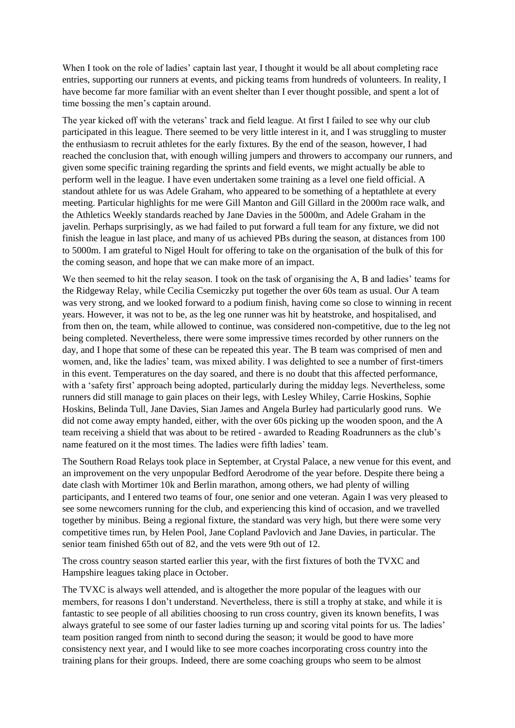When I took on the role of ladies' captain last year, I thought it would be all about completing race entries, supporting our runners at events, and picking teams from hundreds of volunteers. In reality, I have become far more familiar with an event shelter than I ever thought possible, and spent a lot of time bossing the men's captain around.

The year kicked off with the veterans' track and field league. At first I failed to see why our club participated in this league. There seemed to be very little interest in it, and I was struggling to muster the enthusiasm to recruit athletes for the early fixtures. By the end of the season, however, I had reached the conclusion that, with enough willing jumpers and throwers to accompany our runners, and given some specific training regarding the sprints and field events, we might actually be able to perform well in the league. I have even undertaken some training as a level one field official. A standout athlete for us was Adele Graham, who appeared to be something of a heptathlete at every meeting. Particular highlights for me were Gill Manton and Gill Gillard in the 2000m race walk, and the Athletics Weekly standards reached by Jane Davies in the 5000m, and Adele Graham in the javelin. Perhaps surprisingly, as we had failed to put forward a full team for any fixture, we did not finish the league in last place, and many of us achieved PBs during the season, at distances from 100 to 5000m. I am grateful to Nigel Hoult for offering to take on the organisation of the bulk of this for the coming season, and hope that we can make more of an impact.

We then seemed to hit the relay season. I took on the task of organising the A, B and ladies' teams for the Ridgeway Relay, while Cecilia Csemiczky put together the over 60s team as usual. Our A team was very strong, and we looked forward to a podium finish, having come so close to winning in recent years. However, it was not to be, as the leg one runner was hit by heatstroke, and hospitalised, and from then on, the team, while allowed to continue, was considered non-competitive, due to the leg not being completed. Nevertheless, there were some impressive times recorded by other runners on the day, and I hope that some of these can be repeated this year. The B team was comprised of men and women, and, like the ladies' team, was mixed ability. I was delighted to see a number of first-timers in this event. Temperatures on the day soared, and there is no doubt that this affected performance, with a 'safety first' approach being adopted, particularly during the midday legs. Nevertheless, some runners did still manage to gain places on their legs, with Lesley Whiley, Carrie Hoskins, Sophie Hoskins, Belinda Tull, Jane Davies, Sian James and Angela Burley had particularly good runs. We did not come away empty handed, either, with the over 60s picking up the wooden spoon, and the A team receiving a shield that was about to be retired - awarded to Reading Roadrunners as the club's name featured on it the most times. The ladies were fifth ladies' team.

The Southern Road Relays took place in September, at Crystal Palace, a new venue for this event, and an improvement on the very unpopular Bedford Aerodrome of the year before. Despite there being a date clash with Mortimer 10k and Berlin marathon, among others, we had plenty of willing participants, and I entered two teams of four, one senior and one veteran. Again I was very pleased to see some newcomers running for the club, and experiencing this kind of occasion, and we travelled together by minibus. Being a regional fixture, the standard was very high, but there were some very competitive times run, by Helen Pool, Jane Copland Pavlovich and Jane Davies, in particular. The senior team finished 65th out of 82, and the vets were 9th out of 12.

The cross country season started earlier this year, with the first fixtures of both the TVXC and Hampshire leagues taking place in October.

The TVXC is always well attended, and is altogether the more popular of the leagues with our members, for reasons I don't understand. Nevertheless, there is still a trophy at stake, and while it is fantastic to see people of all abilities choosing to run cross country, given its known benefits, I was always grateful to see some of our faster ladies turning up and scoring vital points for us. The ladies' team position ranged from ninth to second during the season; it would be good to have more consistency next year, and I would like to see more coaches incorporating cross country into the training plans for their groups. Indeed, there are some coaching groups who seem to be almost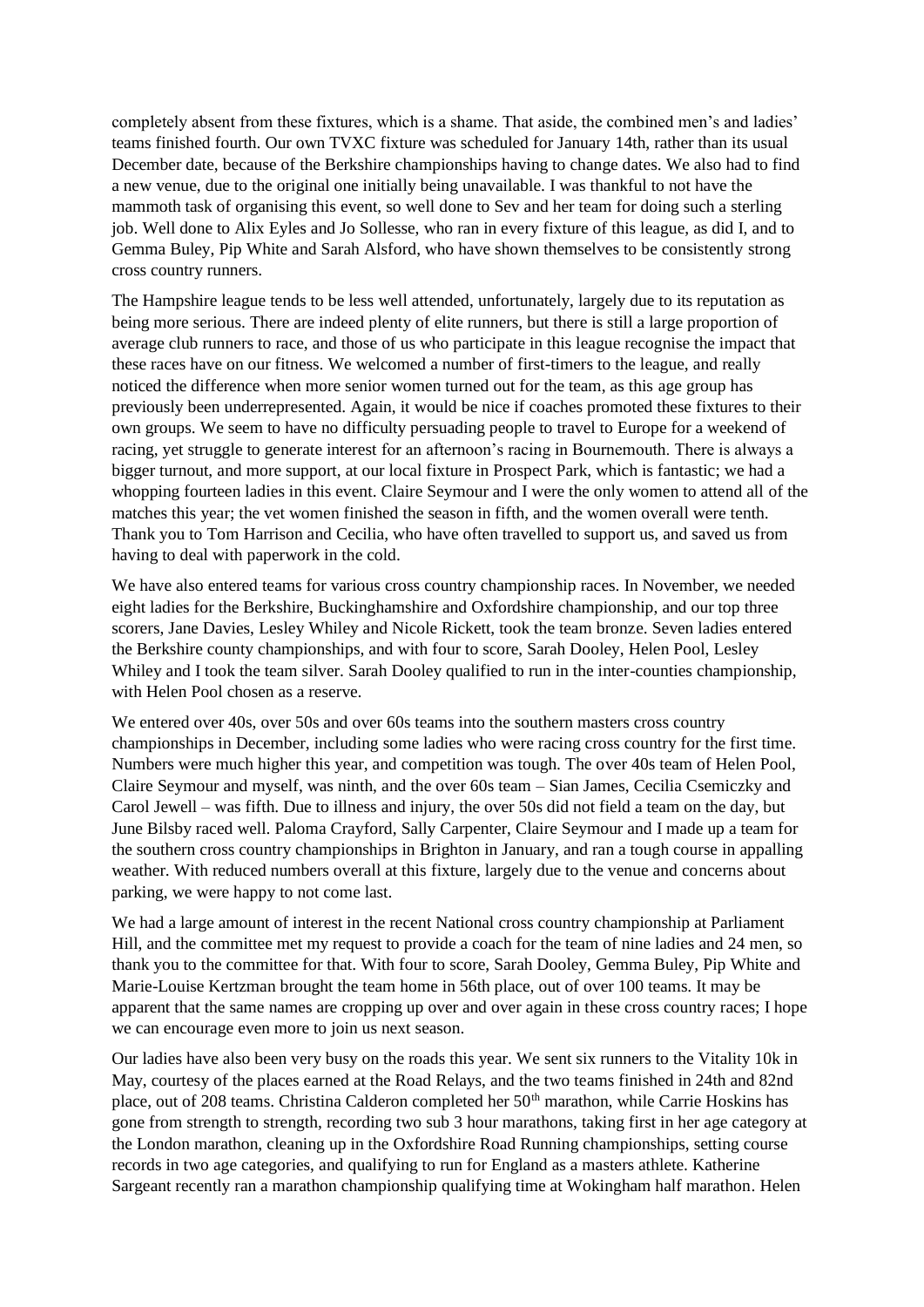completely absent from these fixtures, which is a shame. That aside, the combined men's and ladies' teams finished fourth. Our own TVXC fixture was scheduled for January 14th, rather than its usual December date, because of the Berkshire championships having to change dates. We also had to find a new venue, due to the original one initially being unavailable. I was thankful to not have the mammoth task of organising this event, so well done to Sev and her team for doing such a sterling job. Well done to Alix Eyles and Jo Sollesse, who ran in every fixture of this league, as did I, and to Gemma Buley, Pip White and Sarah Alsford, who have shown themselves to be consistently strong cross country runners.

The Hampshire league tends to be less well attended, unfortunately, largely due to its reputation as being more serious. There are indeed plenty of elite runners, but there is still a large proportion of average club runners to race, and those of us who participate in this league recognise the impact that these races have on our fitness. We welcomed a number of first-timers to the league, and really noticed the difference when more senior women turned out for the team, as this age group has previously been underrepresented. Again, it would be nice if coaches promoted these fixtures to their own groups. We seem to have no difficulty persuading people to travel to Europe for a weekend of racing, yet struggle to generate interest for an afternoon's racing in Bournemouth. There is always a bigger turnout, and more support, at our local fixture in Prospect Park, which is fantastic; we had a whopping fourteen ladies in this event. Claire Seymour and I were the only women to attend all of the matches this year; the vet women finished the season in fifth, and the women overall were tenth. Thank you to Tom Harrison and Cecilia, who have often travelled to support us, and saved us from having to deal with paperwork in the cold.

We have also entered teams for various cross country championship races. In November, we needed eight ladies for the Berkshire, Buckinghamshire and Oxfordshire championship, and our top three scorers, Jane Davies, Lesley Whiley and Nicole Rickett, took the team bronze. Seven ladies entered the Berkshire county championships, and with four to score, Sarah Dooley, Helen Pool, Lesley Whiley and I took the team silver. Sarah Dooley qualified to run in the inter-counties championship, with Helen Pool chosen as a reserve.

We entered over 40s, over 50s and over 60s teams into the southern masters cross country championships in December, including some ladies who were racing cross country for the first time. Numbers were much higher this year, and competition was tough. The over 40s team of Helen Pool, Claire Seymour and myself, was ninth, and the over 60s team – Sian James, Cecilia Csemiczky and Carol Jewell – was fifth. Due to illness and injury, the over 50s did not field a team on the day, but June Bilsby raced well. Paloma Crayford, Sally Carpenter, Claire Seymour and I made up a team for the southern cross country championships in Brighton in January, and ran a tough course in appalling weather. With reduced numbers overall at this fixture, largely due to the venue and concerns about parking, we were happy to not come last.

We had a large amount of interest in the recent National cross country championship at Parliament Hill, and the committee met my request to provide a coach for the team of nine ladies and 24 men, so thank you to the committee for that. With four to score, Sarah Dooley, Gemma Buley, Pip White and Marie-Louise Kertzman brought the team home in 56th place, out of over 100 teams. It may be apparent that the same names are cropping up over and over again in these cross country races; I hope we can encourage even more to join us next season.

Our ladies have also been very busy on the roads this year. We sent six runners to the Vitality 10k in May, courtesy of the places earned at the Road Relays, and the two teams finished in 24th and 82nd place, out of 208 teams. Christina Calderon completed her 50th marathon, while Carrie Hoskins has gone from strength to strength, recording two sub 3 hour marathons, taking first in her age category at the London marathon, cleaning up in the Oxfordshire Road Running championships, setting course records in two age categories, and qualifying to run for England as a masters athlete. Katherine Sargeant recently ran a marathon championship qualifying time at Wokingham half marathon. Helen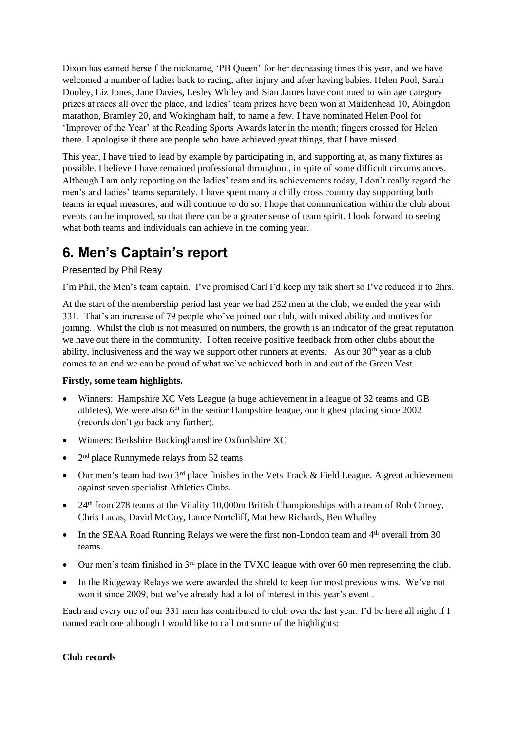Dixon has earned herself the nickname, 'PB Queen' for her decreasing times this year, and we have welcomed a number of ladies back to racing, after injury and after having babies. Helen Pool, Sarah Dooley, Liz Jones, Jane Davies, Lesley Whiley and Sian James have continued to win age category prizes at races all over the place, and ladies' team prizes have been won at Maidenhead 10, Abingdon marathon, Bramley 20, and Wokingham half, to name a few. I have nominated Helen Pool for 'Improver of the Year' at the Reading Sports Awards later in the month; fingers crossed for Helen there. I apologise if there are people who have achieved great things, that I have missed.

This year, I have tried to lead by example by participating in, and supporting at, as many fixtures as possible. I believe I have remained professional throughout, in spite of some difficult circumstances. Although I am only reporting on the ladies' team and its achievements today, I don't really regard the men's and ladies' teams separately. I have spent many a chilly cross country day supporting both teams in equal measures, and will continue to do so. I hope that communication within the club about events can be improved, so that there can be a greater sense of team spirit. I look forward to seeing what both teams and individuals can achieve in the coming year.

## 6. Men's Captain's report

Presented by Phil Reay

I'm Phil, the Men's team captain. I've promised Carl I'd keep my talk short so I've reduced it to 2hrs.

At the start of the membership period last year we had 252 men at the club, we ended the year with 331. That's an increase of 79 people who've joined our club, with mixed ability and motives for joining. Whilst the club is not measured on numbers, the growth is an indicator of the great reputation we have out there in the community. I often receive positive feedback from other clubs about the ability, inclusiveness and the way we support other runners at events. As our 30th year as a club comes to an end we can be proud of what we've achieved both in and out of the Green Vest.

**Firstly, some team highlights.**

- Winners: Hampshire XC Vets League (a huge achievement in a league of 32 teams and GB athletes), We were also 6th in the senior Hampshire league, our highest placing since 2002 (records don't go back any further).
- Winners: Berkshire Buckinghamshire Oxfordshire XC
- 2nd place Runnymede relays from 52 teams
- Our men's team had two 3rd place finishes in the Vets Track & Field League. A great achievement against seven specialist Athletics Clubs.
- 24th from 278 teams at the Vitality 10,000m British Championships with a team of Rob Corney, Chris Lucas, David McCoy, Lance Nortcliff, Matthew Richards, Ben Whalley
- In the SEAA Road Running Relays we were the first non-London team and 4th overall from 30 teams.
- Our men's team finished in 3rd place in the TVXC league with over 60 men representing the club.
- In the Ridgeway Relays we were awarded the shield to keep for most previous wins. We've not won it since 2009, but we've already had a lot of interest in this year's event .

Each and every one of our 331 men has contributed to club over the last year. I'd be here all night if I named each one although I would like to call out some of the highlights:

**Club records**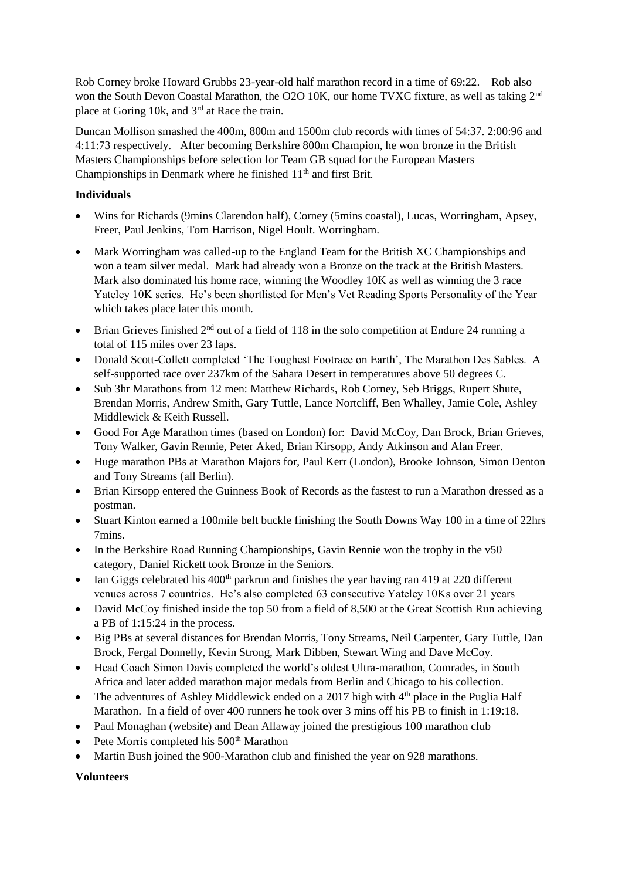Rob Corney broke Howard Grubbs 23-year-old half marathon record in a time of 69:22. Rob also won the South Devon Coastal Marathon, the O2O 10K, our home TVXC fixture, as well as taking 2nd place at Goring 10k, and 3rd at Race the train.

Duncan Mollison smashed the 400m, 800m and 1500m club records with times of 54:37. 2:00:96 and 4:11:73 respectively. After becoming Berkshire 800m Champion, he won bronze in the British Masters Championships before selection for Team GB squad for the European Masters Championships in Denmark where he finished 11th and first Brit.

**Individuals**

- Wins for Richards (9mins Clarendon half), Corney (5mins coastal), Lucas, Worringham, Apsey, Freer, Paul Jenkins, Tom Harrison, Nigel Hoult. Worringham.
- Mark Worringham was called-up to the England Team for the British XC Championships and won a team silver medal. Mark had already won a Bronze on the track at the British Masters. Mark also dominated his home race, winning the Woodley 10K as well as winning the 3 race Yateley 10K series. He's been shortlisted for Men's Vet Reading Sports Personality of the Year which takes place later this month.
- Brian Grieves finished 2nd out of a field of 118 in the solo competition at Endure 24 running a total of 115 miles over 23 laps.
- Donald Scott-Collett completed 'The Toughest Footrace on Earth', The Marathon Des Sables. A self-supported race over 237km of the Sahara Desert in temperatures above 50 degrees C.
- Sub 3hr Marathons from 12 men: Matthew Richards, Rob Corney, Seb Briggs, Rupert Shute, Brendan Morris, Andrew Smith, Gary Tuttle, Lance Nortcliff, Ben Whalley, Jamie Cole, Ashley Middlewick & Keith Russell.
- Good For Age Marathon times (based on London) for: David McCoy, Dan Brock, Brian Grieves, Tony Walker, Gavin Rennie, Peter Aked, Brian Kirsopp, Andy Atkinson and Alan Freer.
- Huge marathon PBs at Marathon Majors for, Paul Kerr (London), Brooke Johnson, Simon Denton and Tony Streams (all Berlin).
- Brian Kirsopp entered the Guinness Book of Records as the fastest to run a Marathon dressed as a postman.
- Stuart Kinton earned a 100mile belt buckle finishing the South Downs Way 100 in a time of 22hrs 7mins.
- In the Berkshire Road Running Championships, Gavin Rennie won the trophy in the v50 category, Daniel Rickett took Bronze in the Seniors.
- Ian Giggs celebrated his 400th parkrun and finishes the year having ran 419 at 220 different venues across 7 countries. He's also completed 63 consecutive Yateley 10Ks over 21 years
- David McCoy finished inside the top 50 from a field of 8,500 at the Great Scottish Run achieving a PB of 1:15:24 in the process.
- Big PBs at several distances for Brendan Morris, Tony Streams, Neil Carpenter, Gary Tuttle, Dan Brock, Fergal Donnelly, Kevin Strong, Mark Dibben, Stewart Wing and Dave McCoy.
- Head Coach Simon Davis completed the world's oldest Ultra-marathon, Comrades, in South Africa and later added marathon major medals from Berlin and Chicago to his collection.
- The adventures of Ashley Middlewick ended on a 2017 high with 4th place in the Puglia Half Marathon. In a field of over 400 runners he took over 3 mins off his PB to finish in 1:19:18.
- Paul Monaghan (website) and Dean Allaway joined the prestigious 100 marathon club
- Pete Morris completed his 500th Marathon
- Martin Bush joined the 900-Marathon club and finished the year on 928 marathons.

**Volunteers**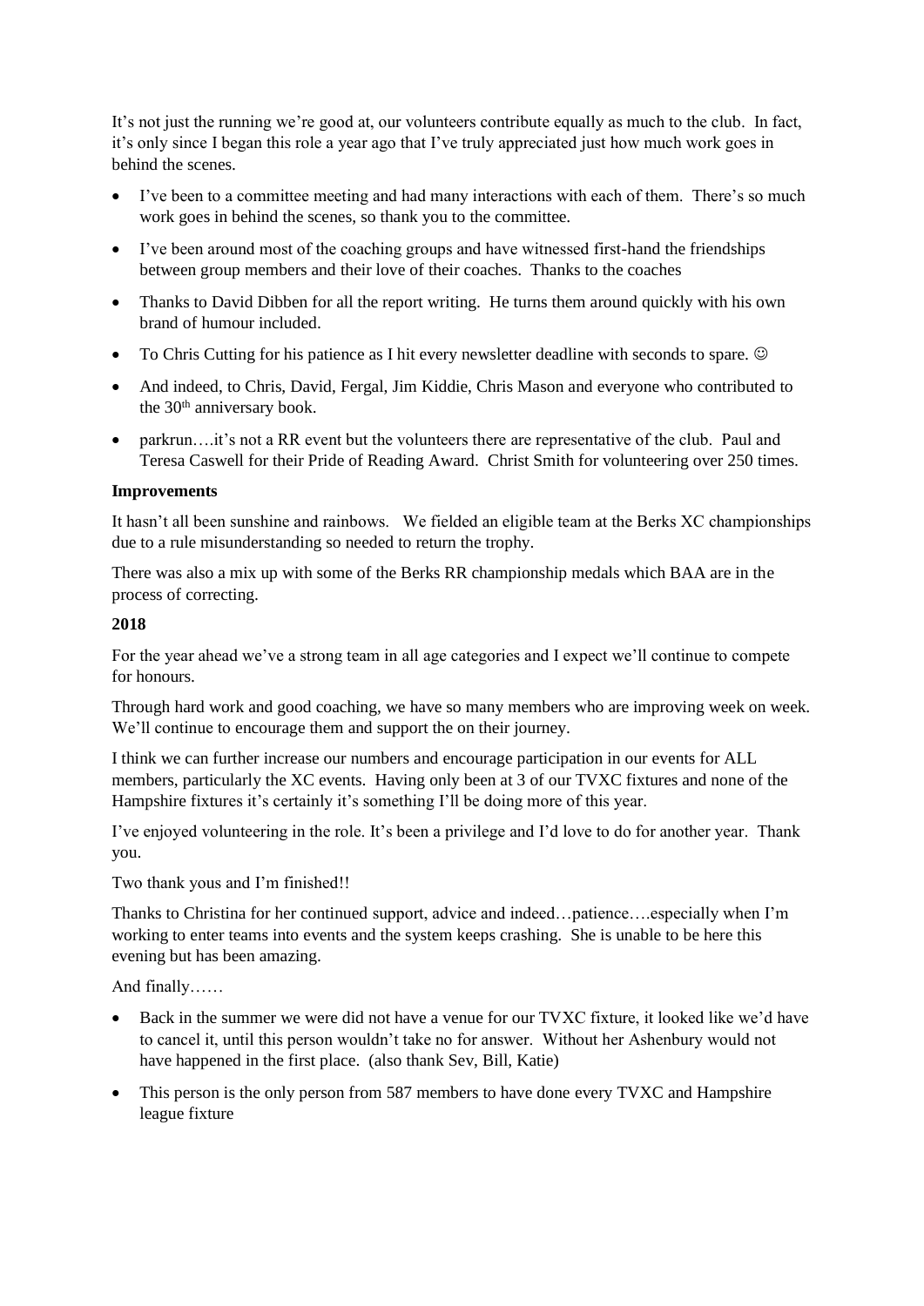It's not just the running we're good at, our volunteers contribute equally as much to the club. In fact, it's only since I began this role a year ago that I've truly appreciated just how much work goes in behind the scenes.

- I've been to a committee meeting and had many interactions with each of them. There's so much work goes in behind the scenes, so thank you to the committee.
- I've been around most of the coaching groups and have witnessed first-hand the friendships between group members and their love of their coaches. Thanks to the coaches
- Thanks to David Dibben for all the report writing. He turns them around quickly with his own brand of humour included.
- To Chris Cutting for his patience as I hit every newsletter deadline with seconds to spare. ☺
- And indeed, to Chris, David, Fergal, Jim Kiddie, Chris Mason and everyone who contributed to the 30th anniversary book.
- parkrun….it's not a RR event but the volunteers there are representative of the club. Paul and Teresa Caswell for their Pride of Reading Award. Christ Smith for volunteering over 250 times.

**Improvements**

It hasn't all been sunshine and rainbows. We fielded an eligible team at the Berks XC championships due to a rule misunderstanding so needed to return the trophy.

There was also a mix up with some of the Berks RR championship medals which BAA are in the process of correcting.

**2018**

For the year ahead we've a strong team in all age categories and I expect we'll continue to compete for honours.

Through hard work and good coaching, we have so many members who are improving week on week. We'll continue to encourage them and support the on their journey.

I think we can further increase our numbers and encourage participation in our events for ALL members, particularly the XC events. Having only been at 3 of our TVXC fixtures and none of the Hampshire fixtures it's certainly it's something I'll be doing more of this year.

I've enjoyed volunteering in the role. It's been a privilege and I'd love to do for another year. Thank you.

Two thank yous and I'm finished!!

Thanks to Christina for her continued support, advice and indeed…patience….especially when I'm working to enter teams into events and the system keeps crashing. She is unable to be here this evening but has been amazing.

And finally……

- Back in the summer we were did not have a venue for our TVXC fixture, it looked like we'd have to cancel it, until this person wouldn't take no for answer. Without her Ashenbury would not have happened in the first place. (also thank Sev, Bill, Katie)
- This person is the only person from 587 members to have done every TVXC and Hampshire league fixture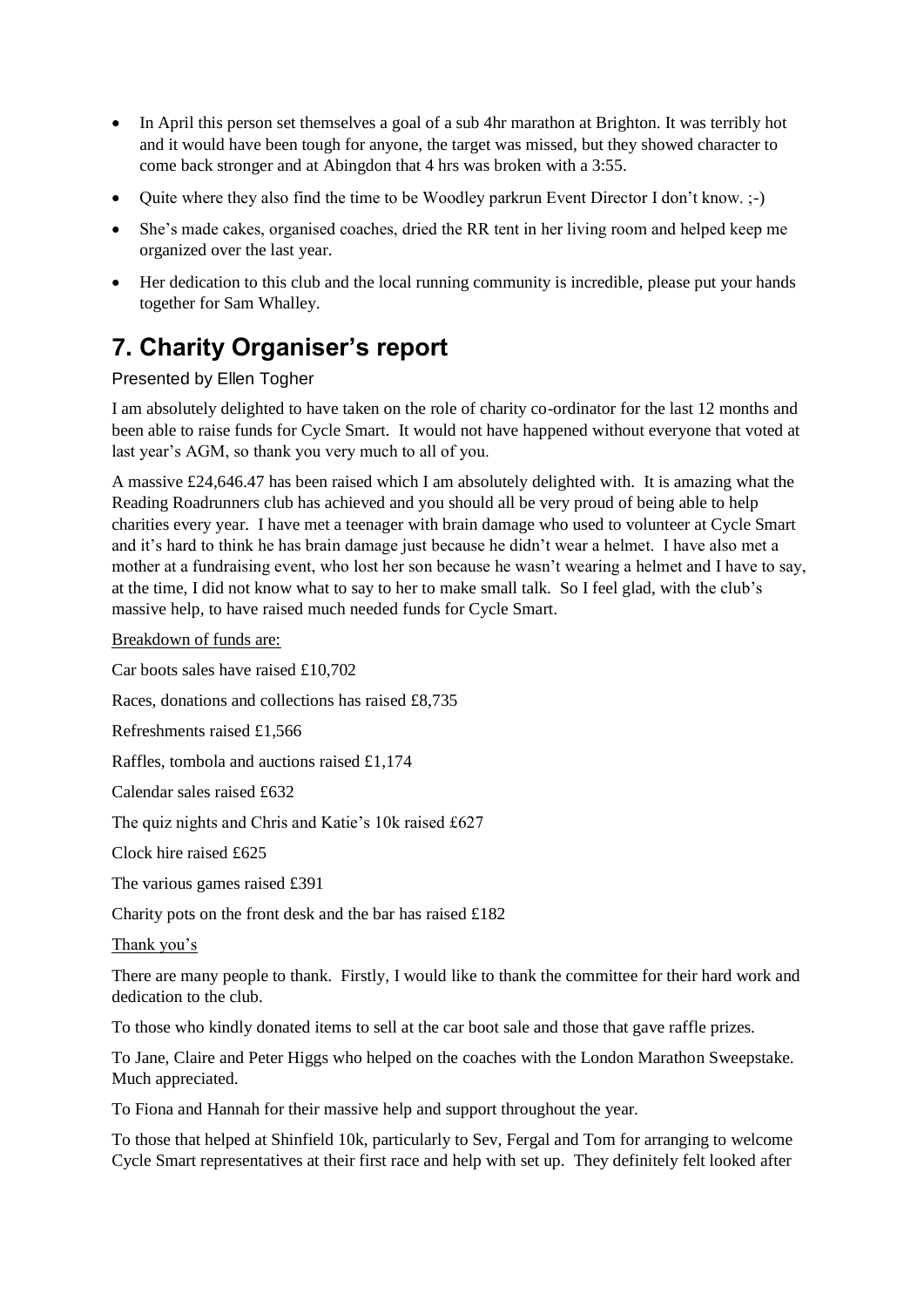- In April this person set themselves a goal of a sub 4hr marathon at Brighton. It was terribly hot and it would have been tough for anyone, the target was missed, but they showed character to come back stronger and at Abingdon that 4 hrs was broken with a 3:55.
- Quite where they also find the time to be Woodley parkrun Event Director I don't know. ;-)
- She's made cakes, organised coaches, dried the RR tent in her living room and helped keep me organized over the last year.
- Her dedication to this club and the local running community is incredible, please put your hands together for Sam Whalley.

## 7. Charity Organiser's report

Presented by Ellen Togher

I am absolutely delighted to have taken on the role of charity co-ordinator for the last 12 months and been able to raise funds for Cycle Smart. It would not have happened without everyone that voted at last year's AGM, so thank you very much to all of you.

A massive £24,646.47 has been raised which I am absolutely delighted with. It is amazing what the Reading Roadrunners club has achieved and you should all be very proud of being able to help charities every year. I have met a teenager with brain damage who used to volunteer at Cycle Smart and it's hard to think he has brain damage just because he didn't wear a helmet. I have also met a mother at a fundraising event, who lost her son because he wasn't wearing a helmet and I have to say, at the time, I did not know what to say to her to make small talk. So I feel glad, with the club's massive help, to have raised much needed funds for Cycle Smart.

<u>Breakdown of funds are:</u>

Car boots sales have raised £10,702

Races, donations and collections has raised £8,735

Refreshments raised £1,566

Raffles, tombola and auctions raised £1,174

Calendar sales raised £632

The quiz nights and Chris and Katie's 10k raised £627

Clock hire raised £625

The various games raised £391

Charity pots on the front desk and the bar has raised £182

<u>Thank you's</u>

There are many people to thank. Firstly, I would like to thank the committee for their hard work and dedication to the club.

To those who kindly donated items to sell at the car boot sale and those that gave raffle prizes.

To Jane, Claire and Peter Higgs who helped on the coaches with the London Marathon Sweepstake. Much appreciated.

To Fiona and Hannah for their massive help and support throughout the year.

To those that helped at Shinfield 10k, particularly to Sev, Fergal and Tom for arranging to welcome Cycle Smart representatives at their first race and help with set up. They definitely felt looked after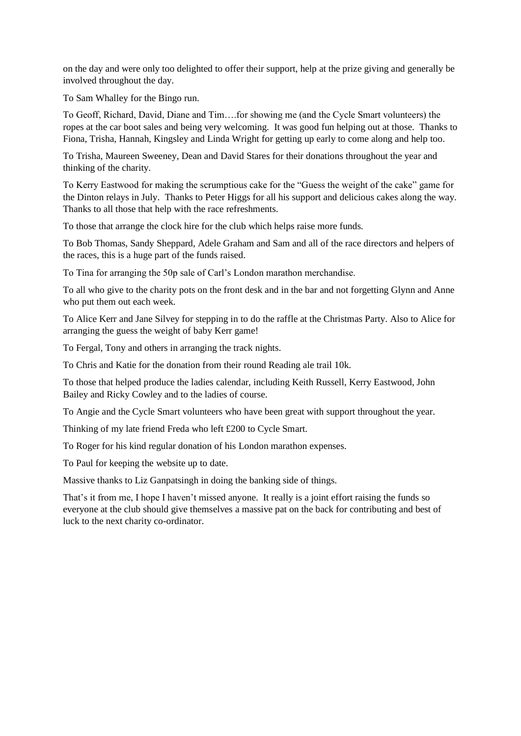on the day and were only too delighted to offer their support, help at the prize giving and generally be involved throughout the day.

To Sam Whalley for the Bingo run.

To Geoff, Richard, David, Diane and Tim….for showing me (and the Cycle Smart volunteers) the ropes at the car boot sales and being very welcoming. It was good fun helping out at those. Thanks to Fiona, Trisha, Hannah, Kingsley and Linda Wright for getting up early to come along and help too.

To Trisha, Maureen Sweeney, Dean and David Stares for their donations throughout the year and thinking of the charity.

To Kerry Eastwood for making the scrumptious cake for the "Guess the weight of the cake" game for the Dinton relays in July. Thanks to Peter Higgs for all his support and delicious cakes along the way. Thanks to all those that help with the race refreshments.

To those that arrange the clock hire for the club which helps raise more funds.

To Bob Thomas, Sandy Sheppard, Adele Graham and Sam and all of the race directors and helpers of the races, this is a huge part of the funds raised.

To Tina for arranging the 50p sale of Carl's London marathon merchandise.

To all who give to the charity pots on the front desk and in the bar and not forgetting Glynn and Anne who put them out each week.

To Alice Kerr and Jane Silvey for stepping in to do the raffle at the Christmas Party. Also to Alice for arranging the guess the weight of baby Kerr game!

To Fergal, Tony and others in arranging the track nights.

To Chris and Katie for the donation from their round Reading ale trail 10k.

To those that helped produce the ladies calendar, including Keith Russell, Kerry Eastwood, John Bailey and Ricky Cowley and to the ladies of course.

To Angie and the Cycle Smart volunteers who have been great with support throughout the year.

Thinking of my late friend Freda who left £200 to Cycle Smart.

To Roger for his kind regular donation of his London marathon expenses.

To Paul for keeping the website up to date.

Massive thanks to Liz Ganpatsingh in doing the banking side of things.

That's it from me, I hope I haven't missed anyone. It really is a joint effort raising the funds so everyone at the club should give themselves a massive pat on the back for contributing and best of luck to the next charity co-ordinator.